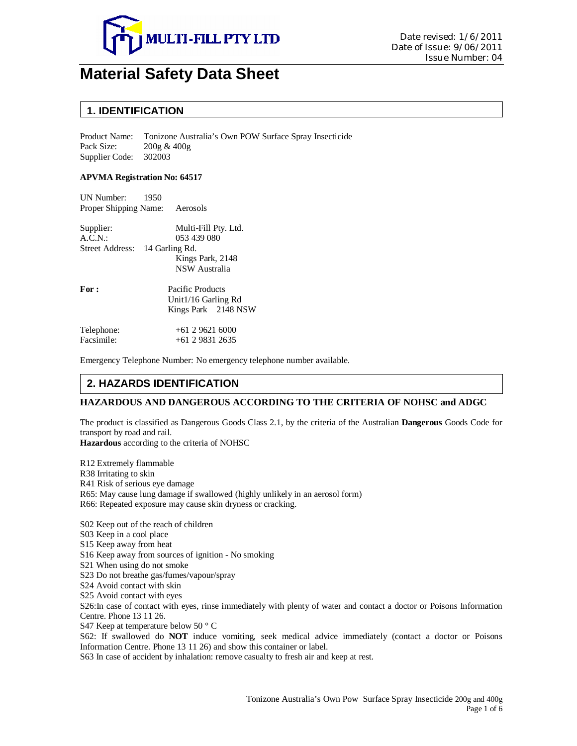MULTI-FILL PTY LTD

Date revised: 1/6/2011
Date of Issue: 9/06/2011
Issue Number: 04

# Material Safety Data Sheet

## 1. IDENTIFICATION

Product Name: Tonizone Australia's Own POW Surface Spray Insecticide
Pack Size: 200g & 400g
Supplier Code: 302003

**APVMA Registration No: 64517**

UN Number: 1950
Proper Shipping Name: Aerosols

Supplier: Multi-Fill Pty. Ltd.
A.C.N.: 053 439 080
Street Address: 14 Garling Rd.
Kings Park, 2148
NSW Australia

**For :** Pacific Products
Unit1/16 Garling Rd
Kings Park 2148 NSW

Telephone: +61 2 9621 6000
Facsimile: +61 2 9831 2635

Emergency Telephone Number: No emergency telephone number available.

## 2. HAZARDS IDENTIFICATION

### HAZARDOUS AND DANGEROUS ACCORDING TO THE CRITERIA OF NOHSC and ADGC

The product is classified as Dangerous Goods Class 2.1, by the criteria of the Australian **Dangerous** Goods Code for transport by road and rail.
**Hazardous** according to the criteria of NOHSC

R12 Extremely flammable
R38 Irritating to skin
R41 Risk of serious eye damage
R65: May cause lung damage if swallowed (highly unlikely in an aerosol form)
R66: Repeated exposure may cause skin dryness or cracking.

S02 Keep out of the reach of children
S03 Keep in a cool place
S15 Keep away from heat
S16 Keep away from sources of ignition - No smoking
S21 When using do not smoke
S23 Do not breathe gas/fumes/vapour/spray
S24 Avoid contact with skin
S25 Avoid contact with eyes
S26:In case of contact with eyes, rinse immediately with plenty of water and contact a doctor or Poisons Information Centre. Phone 13 11 26.
S47 Keep at temperature below 50 ° C
S62: If swallowed do **NOT** induce vomiting, seek medical advice immediately (contact a doctor or Poisons Information Centre. Phone 13 11 26) and show this container or label.
S63 In case of accident by inhalation: remove casualty to fresh air and keep at rest.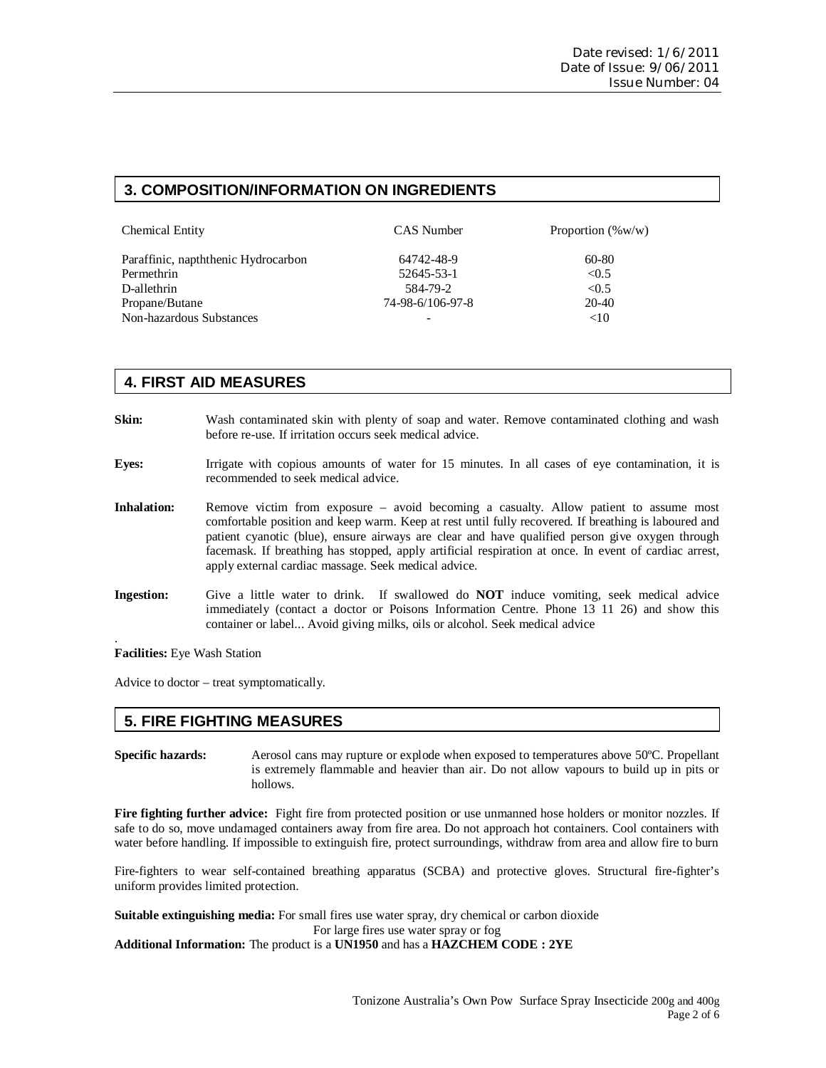## 3. COMPOSITION/INFORMATION ON INGREDIENTS

| Chemical Entity | CAS Number | Proportion (%w/w) |
|---|---|---|
| Paraffinic, napththenic Hydrocarbon | 64742-48-9 | 60-80 |
| Permethrin | 52645-53-1 | <0.5 |
| D-allethrin | 584-79-2 | <0.5 |
| Propane/Butane | 74-98-6/106-97-8 | 20-40 |
| Non-hazardous Substances | - | <10 |

## 4. FIRST AID MEASURES

**Skin:** Wash contaminated skin with plenty of soap and water. Remove contaminated clothing and wash before re-use. If irritation occurs seek medical advice.

**Eyes:** Irrigate with copious amounts of water for 15 minutes. In all cases of eye contamination, it is recommended to seek medical advice.

**Inhalation:** Remove victim from exposure – avoid becoming a casualty. Allow patient to assume most comfortable position and keep warm. Keep at rest until fully recovered. If breathing is laboured and patient cyanotic (blue), ensure airways are clear and have qualified person give oxygen through facemask. If breathing has stopped, apply artificial respiration at once. In event of cardiac arrest, apply external cardiac massage. Seek medical advice.

**Ingestion:** Give a little water to drink. If swallowed do **NOT** induce vomiting, seek medical advice immediately (contact a doctor or Poisons Information Centre. Phone 13 11 26) and show this container or label... Avoid giving milks, oils or alcohol. Seek medical advice

.

**Facilities:** Eye Wash Station

Advice to doctor – treat symptomatically.

## 5. FIRE FIGHTING MEASURES

**Specific hazards:** Aerosol cans may rupture or explode when exposed to temperatures above 50ºC. Propellant is extremely flammable and heavier than air. Do not allow vapours to build up in pits or hollows.

**Fire fighting further advice:** Fight fire from protected position or use unmanned hose holders or monitor nozzles. If safe to do so, move undamaged containers away from fire area. Do not approach hot containers. Cool containers with water before handling. If impossible to extinguish fire, protect surroundings, withdraw from area and allow fire to burn

Fire-fighters to wear self-contained breathing apparatus (SCBA) and protective gloves. Structural fire-fighter's uniform provides limited protection.

**Suitable extinguishing media:** For small fires use water spray, dry chemical or carbon dioxide
For large fires use water spray or fog

**Additional Information:** The product is a **UN1950** and has a **HAZCHEM CODE : 2YE**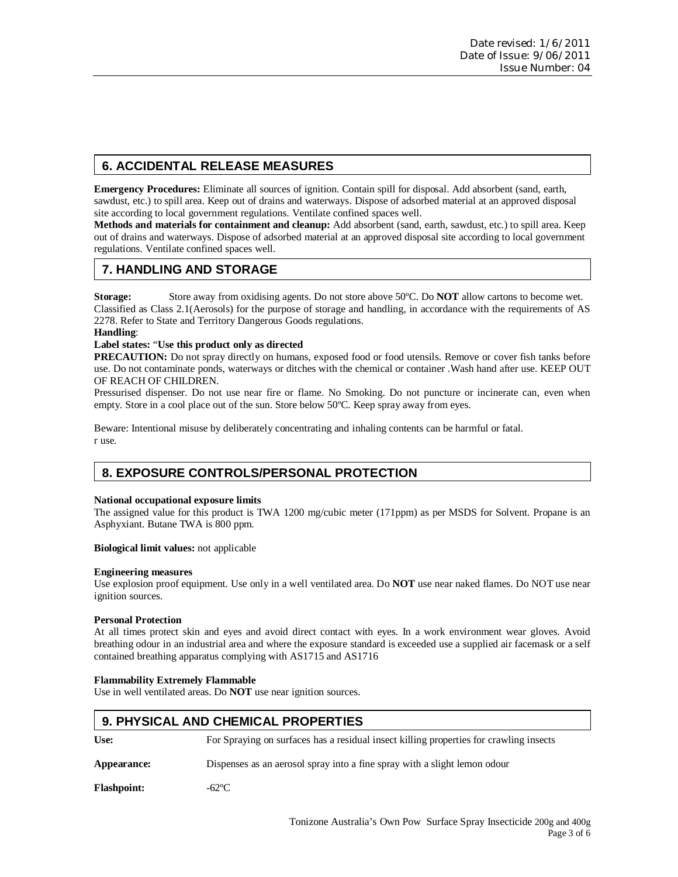## 6. ACCIDENTAL RELEASE MEASURES

**Emergency Procedures:** Eliminate all sources of ignition. Contain spill for disposal. Add absorbent (sand, earth, sawdust, etc.) to spill area. Keep out of drains and waterways. Dispose of adsorbed material at an approved disposal site according to local government regulations. Ventilate confined spaces well.

**Methods and materials for containment and cleanup:** Add absorbent (sand, earth, sawdust, etc.) to spill area. Keep out of drains and waterways. Dispose of adsorbed material at an approved disposal site according to local government regulations. Ventilate confined spaces well.

## 7. HANDLING AND STORAGE

**Storage:** Store away from oxidising agents. Do not store above 50ºC. Do **NOT** allow cartons to become wet. Classified as Class 2.1(Aerosols) for the purpose of storage and handling, in accordance with the requirements of AS 2278. Refer to State and Territory Dangerous Goods regulations.

**Handling**:

**Label states:** "**Use this product only as directed**

**PRECAUTION:** Do not spray directly on humans, exposed food or food utensils. Remove or cover fish tanks before use. Do not contaminate ponds, waterways or ditches with the chemical or container .Wash hand after use. KEEP OUT OF REACH OF CHILDREN.

Pressurised dispenser. Do not use near fire or flame. No Smoking. Do not puncture or incinerate can, even when empty. Store in a cool place out of the sun. Store below 50ºC. Keep spray away from eyes.

Beware: Intentional misuse by deliberately concentrating and inhaling contents can be harmful or fatal.
r use.

## 8. EXPOSURE CONTROLS/PERSONAL PROTECTION

**National occupational exposure limits**

The assigned value for this product is TWA 1200 mg/cubic meter (171ppm) as per MSDS for Solvent. Propane is an Asphyxiant. Butane TWA is 800 ppm.

**Biological limit values:** not applicable

**Engineering measures**

Use explosion proof equipment. Use only in a well ventilated area. Do **NOT** use near naked flames. Do NOT use near ignition sources.

**Personal Protection**

At all times protect skin and eyes and avoid direct contact with eyes. In a work environment wear gloves. Avoid breathing odour in an industrial area and where the exposure standard is exceeded use a supplied air facemask or a self contained breathing apparatus complying with AS1715 and AS1716

**Flammability Extremely Flammable**

Use in well ventilated areas. Do **NOT** use near ignition sources.

## 9. PHYSICAL AND CHEMICAL PROPERTIES

| | |
|---|---|
| **Use:** | For Spraying on surfaces has a residual insect killing properties for crawling insects |
| **Appearance:** | Dispenses as an aerosol spray into a fine spray with a slight lemon odour |
| **Flashpoint:** | -62ºC |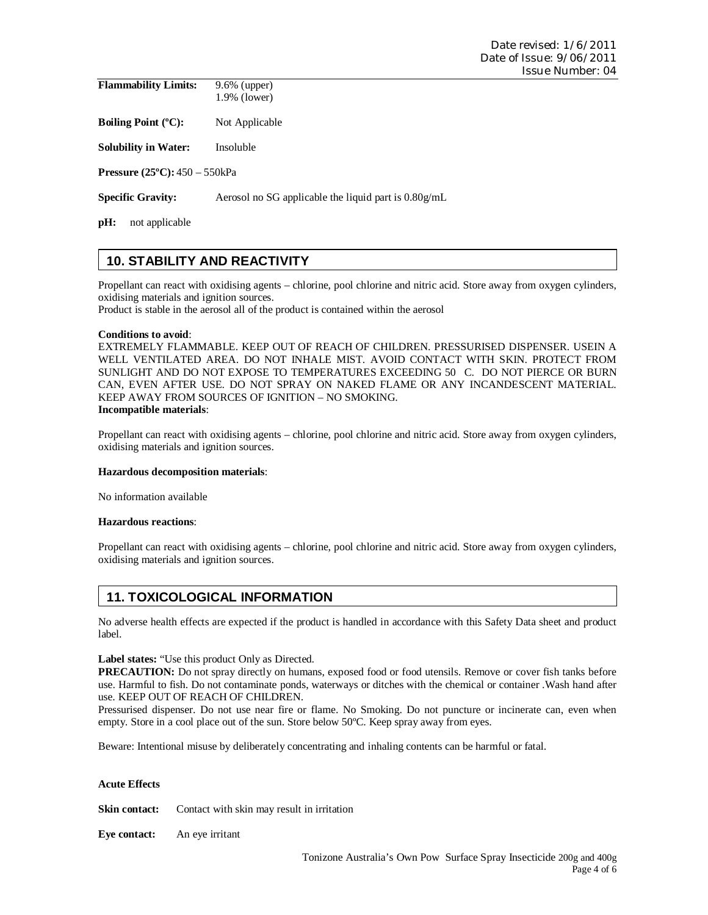**Flammability Limits:** 9.6% (upper)
1.9% (lower)

**Boiling Point (ºC):** Not Applicable

**Solubility in Water:** Insoluble

**Pressure (25ºC):** 450 – 550kPa

**Specific Gravity:** Aerosol no SG applicable the liquid part is 0.80g/mL

**pH:** not applicable

## 10. STABILITY AND REACTIVITY

Propellant can react with oxidising agents – chlorine, pool chlorine and nitric acid. Store away from oxygen cylinders, oxidising materials and ignition sources.
Product is stable in the aerosol all of the product is contained within the aerosol

**Conditions to avoid**:
EXTREMELY FLAMMABLE. KEEP OUT OF REACH OF CHILDREN. PRESSURISED DISPENSER. USEIN A WELL VENTILATED AREA. DO NOT INHALE MIST. AVOID CONTACT WITH SKIN. PROTECT FROM SUNLIGHT AND DO NOT EXPOSE TO TEMPERATURES EXCEEDING 50 C. DO NOT PIERCE OR BURN CAN, EVEN AFTER USE. DO NOT SPRAY ON NAKED FLAME OR ANY INCANDESCENT MATERIAL. KEEP AWAY FROM SOURCES OF IGNITION – NO SMOKING.

**Incompatible materials**:

Propellant can react with oxidising agents – chlorine, pool chlorine and nitric acid. Store away from oxygen cylinders, oxidising materials and ignition sources.

**Hazardous decomposition materials**:

No information available

**Hazardous reactions**:

Propellant can react with oxidising agents – chlorine, pool chlorine and nitric acid. Store away from oxygen cylinders, oxidising materials and ignition sources.

## 11. TOXICOLOGICAL INFORMATION

No adverse health effects are expected if the product is handled in accordance with this Safety Data sheet and product label.

**Label states:** "Use this product Only as Directed.
**PRECAUTION:** Do not spray directly on humans, exposed food or food utensils. Remove or cover fish tanks before use. Harmful to fish. Do not contaminate ponds, waterways or ditches with the chemical or container .Wash hand after use. KEEP OUT OF REACH OF CHILDREN.
Pressurised dispenser. Do not use near fire or flame. No Smoking. Do not puncture or incinerate can, even when empty. Store in a cool place out of the sun. Store below 50ºC. Keep spray away from eyes.

Beware: Intentional misuse by deliberately concentrating and inhaling contents can be harmful or fatal.

**Acute Effects**

**Skin contact:** Contact with skin may result in irritation

**Eye contact:** An eye irritant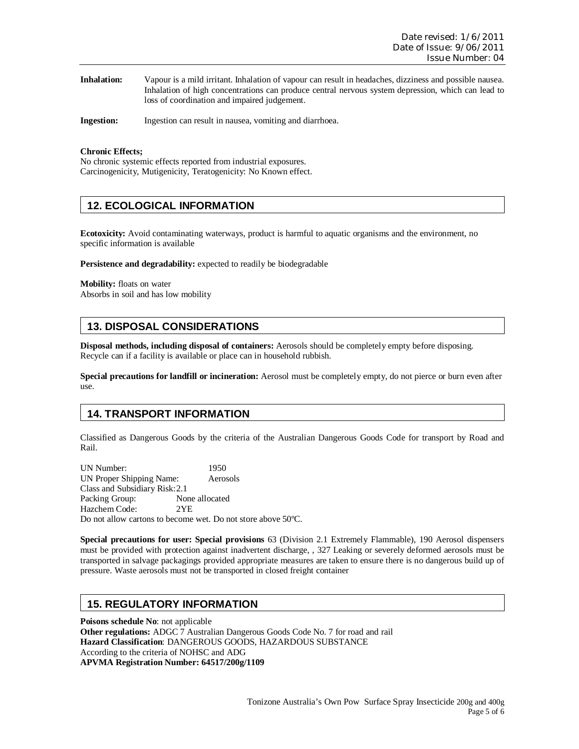**Inhalation:** Vapour is a mild irritant. Inhalation of vapour can result in headaches, dizziness and possible nausea. Inhalation of high concentrations can produce central nervous system depression, which can lead to loss of coordination and impaired judgement.

**Ingestion:** Ingestion can result in nausea, vomiting and diarrhoea.

**Chronic Effects;**
No chronic systemic effects reported from industrial exposures.
Carcinogenicity, Mutigenicity, Teratogenicity: No Known effect.

## 12. ECOLOGICAL INFORMATION

**Ecotoxicity:** Avoid contaminating waterways, product is harmful to aquatic organisms and the environment, no specific information is available

**Persistence and degradability:** expected to readily be biodegradable

**Mobility:** floats on water
Absorbs in soil and has low mobility

## 13. DISPOSAL CONSIDERATIONS

**Disposal methods, including disposal of containers:** Aerosols should be completely empty before disposing. Recycle can if a facility is available or place can in household rubbish.

**Special precautions for landfill or incineration:** Aerosol must be completely empty, do not pierce or burn even after use.

## 14. TRANSPORT INFORMATION

Classified as Dangerous Goods by the criteria of the Australian Dangerous Goods Code for transport by Road and Rail.

UN Number: 1950
UN Proper Shipping Name: Aerosols
Class and Subsidiary Risk: 2.1
Packing Group: None allocated
Hazchem Code: 2YE
Do not allow cartons to become wet. Do not store above 50ºC.

**Special precautions for user: Special provisions** 63 (Division 2.1 Extremely Flammable), 190 Aerosol dispensers must be provided with protection against inadvertent discharge, , 327 Leaking or severely deformed aerosols must be transported in salvage packagings provided appropriate measures are taken to ensure there is no dangerous build up of pressure. Waste aerosols must not be transported in closed freight container

## 15. REGULATORY INFORMATION

**Poisons schedule No**: not applicable
**Other regulations:** ADGC 7 Australian Dangerous Goods Code No. 7 for road and rail
**Hazard Classification**: DANGEROUS GOODS, HAZARDOUS SUBSTANCE
According to the criteria of NOHSC and ADG
**APVMA Registration Number: 64517/200g/1109**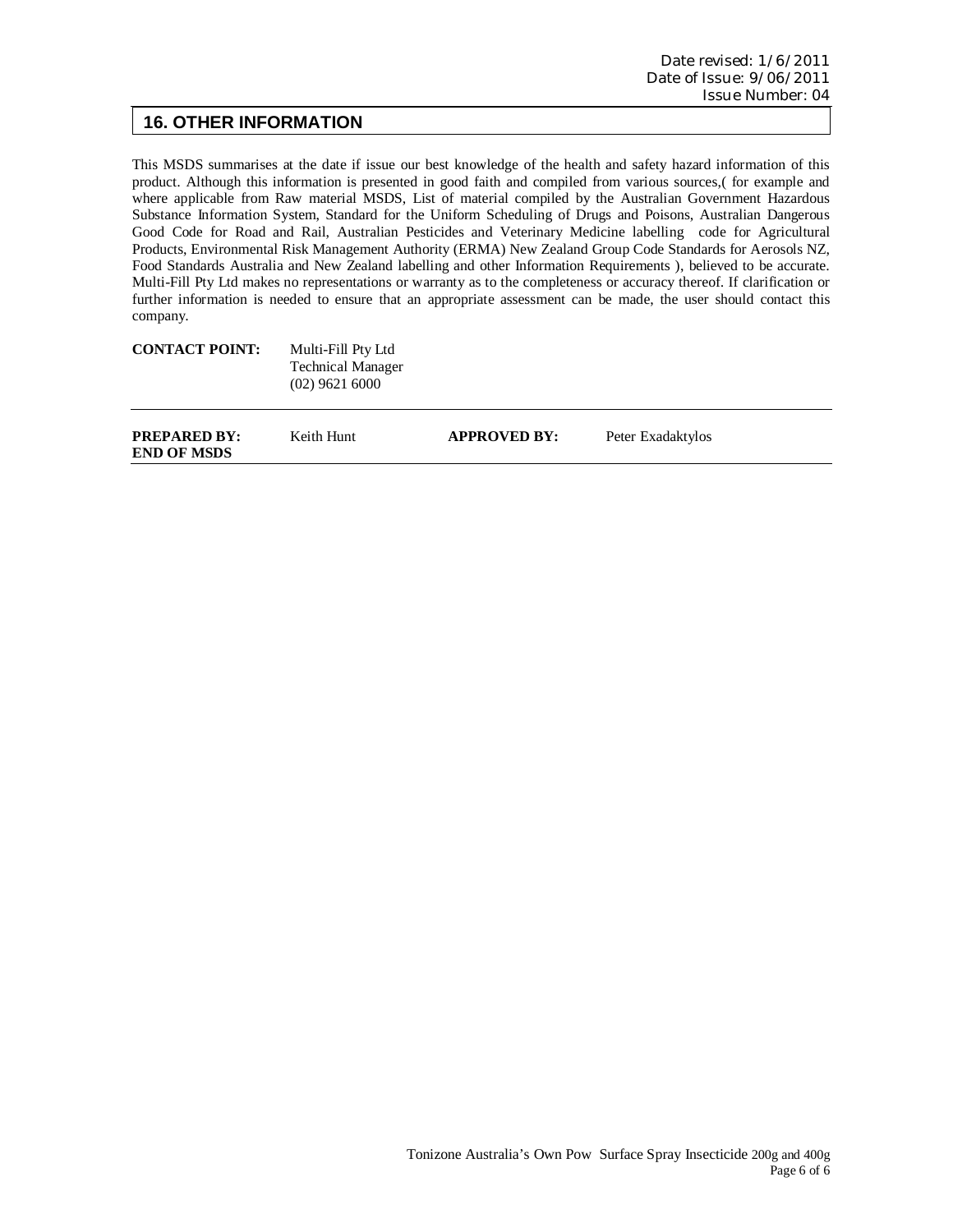## 16. OTHER INFORMATION

This MSDS summarises at the date if issue our best knowledge of the health and safety hazard information of this product. Although this information is presented in good faith and compiled from various sources,( for example and where applicable from Raw material MSDS, List of material compiled by the Australian Government Hazardous Substance Information System, Standard for the Uniform Scheduling of Drugs and Poisons, Australian Dangerous Good Code for Road and Rail, Australian Pesticides and Veterinary Medicine labelling code for Agricultural Products, Environmental Risk Management Authority (ERMA) New Zealand Group Code Standards for Aerosols NZ, Food Standards Australia and New Zealand labelling and other Information Requirements ), believed to be accurate. Multi-Fill Pty Ltd makes no representations or warranty as to the completeness or accuracy thereof. If clarification or further information is needed to ensure that an appropriate assessment can be made, the user should contact this company.

**CONTACT POINT:** Multi-Fill Pty Ltd
Technical Manager
(02) 9621 6000

| | | | |
|---|---|---|---|
| **PREPARED BY:** | Keith Hunt | **APPROVED BY:** | Peter Exadaktylos |

**END OF MSDS**